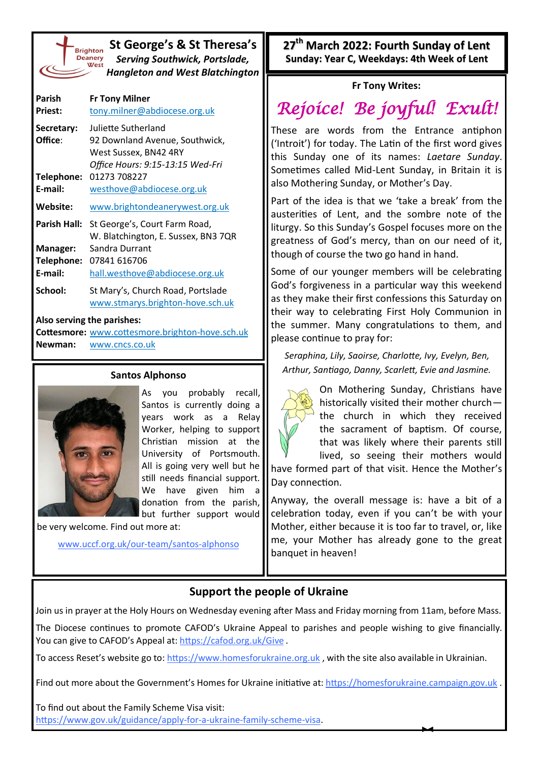# St George's & St Theresa's

***Serving Southwick, Portslade, Hangleton and West Blatchington***

| | |
|---|---|
| **Parish Priest:** | **Fr Tony Milner** tony.milner@abdiocese.org.uk |
| **Secretary: Office:** | Juliette Sutherland 92 Downland Avenue, Southwick, West Sussex, BN42 4RY *Office Hours: 9:15-13:15 Wed-Fri* |
| **Telephone:** | 01273 708227 |
| **E-mail:** | westhove@abdiocese.org.uk |
| **Website:** | www.brightondeanerywest.org.uk |
| **Parish Hall:** | St George's, Court Farm Road, W. Blatchington, E. Sussex, BN3 7QR |
| **Manager:** | Sandra Durrant |
| **Telephone:** | 07841 616706 |
| **E-mail:** | hall.westhove@abdiocese.org.uk |
| **School:** | St Mary's, Church Road, Portslade www.stmarys.brighton-hove.sch.uk |

**Also serving the parishes:**

**Cottesmore:** www.cottesmore.brighton-hove.sch.uk
**Newman:** www.cncs.co.uk

## Santos Alphonso

As you probably recall, Santos is currently doing a years work as a Relay Worker, helping to support Christian mission at the University of Portsmouth. All is going very well but he still needs financial support. We have given him a donation from the parish, but further support would be very welcome. Find out more at:

www.uccf.org.uk/our-team/santos-alphonso

## 27th March 2022: Fourth Sunday of Lent

**Sunday: Year C, Weekdays: 4th Week of Lent**

**Fr Tony Writes:**

## *Rejoice! Be joyful! Exult!*

These are words from the Entrance antiphon ('Introit') for today. The Latin of the first word gives this Sunday one of its names: *Laetare Sunday*. Sometimes called Mid-Lent Sunday, in Britain it is also Mothering Sunday, or Mother's Day.

Part of the idea is that we 'take a break' from the austerities of Lent, and the sombre note of the liturgy. So this Sunday's Gospel focuses more on the greatness of God's mercy, than on our need of it, though of course the two go hand in hand.

Some of our younger members will be celebrating God's forgiveness in a particular way this weekend as they make their first confessions this Saturday on their way to celebrating First Holy Communion in the summer. Many congratulations to them, and please continue to pray for:

*Seraphina, Lily, Saoirse, Charlotte, Ivy, Evelyn, Ben, Arthur, Santiago, Danny, Scarlett, Evie and Jasmine.*

On Mothering Sunday, Christians have historically visited their mother church—the church in which they received the sacrament of baptism. Of course, that was likely where their parents still lived, so seeing their mothers would have formed part of that visit. Hence the Mother's Day connection.

Anyway, the overall message is: have a bit of a celebration today, even if you can't be with your Mother, either because it is too far to travel, or, like me, your Mother has already gone to the great banquet in heaven!

## Support the people of Ukraine

Join us in prayer at the Holy Hours on Wednesday evening after Mass and Friday morning from 11am, before Mass.

The Diocese continues to promote CAFOD's Ukraine Appeal to parishes and people wishing to give financially. You can give to CAFOD's Appeal at: https://cafod.org.uk/Give .

To access Reset's website go to: https://www.homesforukraine.org.uk , with the site also available in Ukrainian.

Find out more about the Government's Homes for Ukraine initiative at: https://homesforukraine.campaign.gov.uk .

To find out about the Family Scheme Visa visit:
https://www.gov.uk/guidance/apply-for-a-ukraine-family-scheme-visa.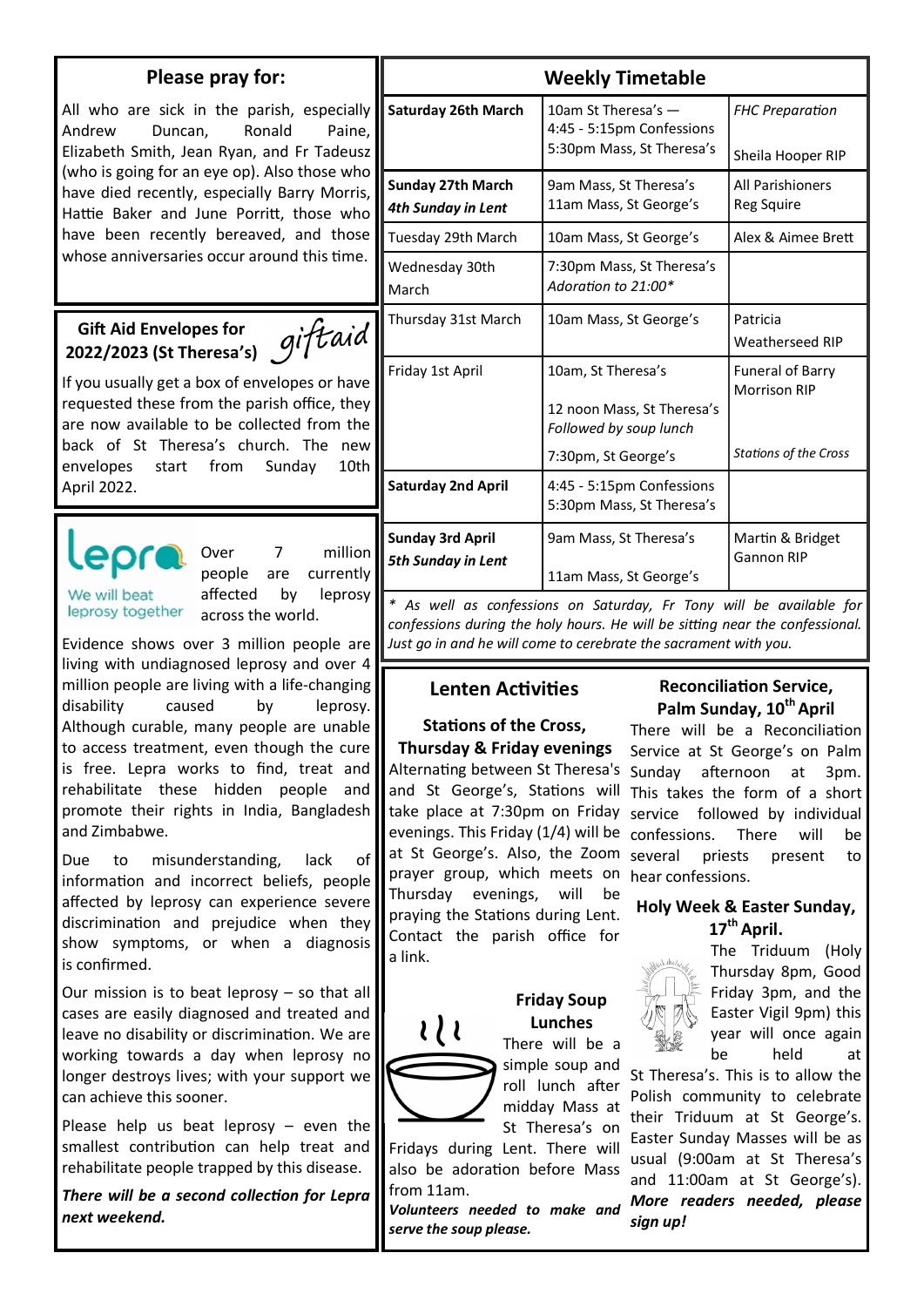## Please pray for:

All who are sick in the parish, especially Andrew Duncan, Ronald Paine, Elizabeth Smith, Jean Ryan, and Fr Tadeusz (who is going for an eye op). Also those who have died recently, especially Barry Morris, Hattie Baker and June Porritt, those who have been recently bereaved, and those whose anniversaries occur around this time.

## Gift Aid Envelopes for 2022/2023 (St Theresa's)

giftaid

If you usually get a box of envelopes or have requested these from the parish office, they are now available to be collected from the back of St Theresa's church. The new envelopes start from Sunday 10th April 2022.

## lepra

We will beat leprosy together

Over 7 million people are currently affected by leprosy across the world.

Evidence shows over 3 million people are living with undiagnosed leprosy and over 4 million people are living with a life-changing disability caused by leprosy. Although curable, many people are unable to access treatment, even though the cure is free. Lepra works to find, treat and rehabilitate these hidden people and promote their rights in India, Bangladesh and Zimbabwe.

Due to misunderstanding, lack of information and incorrect beliefs, people affected by leprosy can experience severe discrimination and prejudice when they show symptoms, or when a diagnosis is confirmed.

Our mission is to beat leprosy – so that all cases are easily diagnosed and treated and leave no disability or discrimination. We are working towards a day when leprosy no longer destroys lives; with your support we can achieve this sooner.

Please help us beat leprosy – even the smallest contribution can help treat and rehabilitate people trapped by this disease.

***There will be a second collection for Lepra next weekend.***

## Weekly Timetable

| | | |
|---|---|---|
| **Saturday 26th March** | 10am St Theresa's —<br>4:45 - 5:15pm Confessions<br>5:30pm Mass, St Theresa's | *FHC Preparation*<br><br>Sheila Hooper RIP |
| **Sunday 27th March**<br>***4th Sunday in Lent*** | 9am Mass, St Theresa's<br>11am Mass, St George's | All Parishioners<br>Reg Squire |
| Tuesday 29th March | 10am Mass, St George's | Alex & Aimee Brett |
| Wednesday 30th March | 7:30pm Mass, St Theresa's<br>*Adoration to 21:00\** | |
| Thursday 31st March | 10am Mass, St George's | Patricia Weatherseed RIP |
| Friday 1st April | 10am, St Theresa's<br><br>12 noon Mass, St Theresa's<br>*Followed by soup lunch*<br>7:30pm, St George's | Funeral of Barry Morrison RIP<br><br><br>*Stations of the Cross* |
| **Saturday 2nd April** | 4:45 - 5:15pm Confessions<br>5:30pm Mass, St Theresa's | |
| **Sunday 3rd April**<br>***5th Sunday in Lent*** | 9am Mass, St Theresa's<br><br>11am Mass, St George's | Martin & Bridget Gannon RIP |

*\* As well as confessions on Saturday, Fr Tony will be available for confessions during the holy hours. He will be sitting near the confessional. Just go in and he will come to cerebrate the sacrament with you.*

## Lenten Activities

### Stations of the Cross, Thursday & Friday evenings

Alternating between St Theresa's and St George's, Stations will take place at 7:30pm on Friday evenings. This Friday (1/4) will be at St George's. Also, the Zoom prayer group, which meets on Thursday evenings, will be praying the Stations during Lent. Contact the parish office for a link.

### Friday Soup Lunches

There will be a simple soup and roll lunch after midday Mass at St Theresa's on Fridays during Lent. There will also be adoration before Mass from 11am.

***Volunteers needed to make and serve the soup please.***

## Reconciliation Service, Palm Sunday, 10th April

There will be a Reconciliation Service at St George's on Palm Sunday afternoon at 3pm. This takes the form of a short service followed by individual confessions. There will be several priests present to hear confessions.

## Holy Week & Easter Sunday, 17th April.

The Triduum (Holy Thursday 8pm, Good Friday 3pm, and the Easter Vigil 9pm) this year will once again be held at St Theresa's. This is to allow the Polish community to celebrate their Triduum at St George's. Easter Sunday Masses will be as usual (9:00am at St Theresa's and 11:00am at St George's). ***More readers needed, please sign up!***